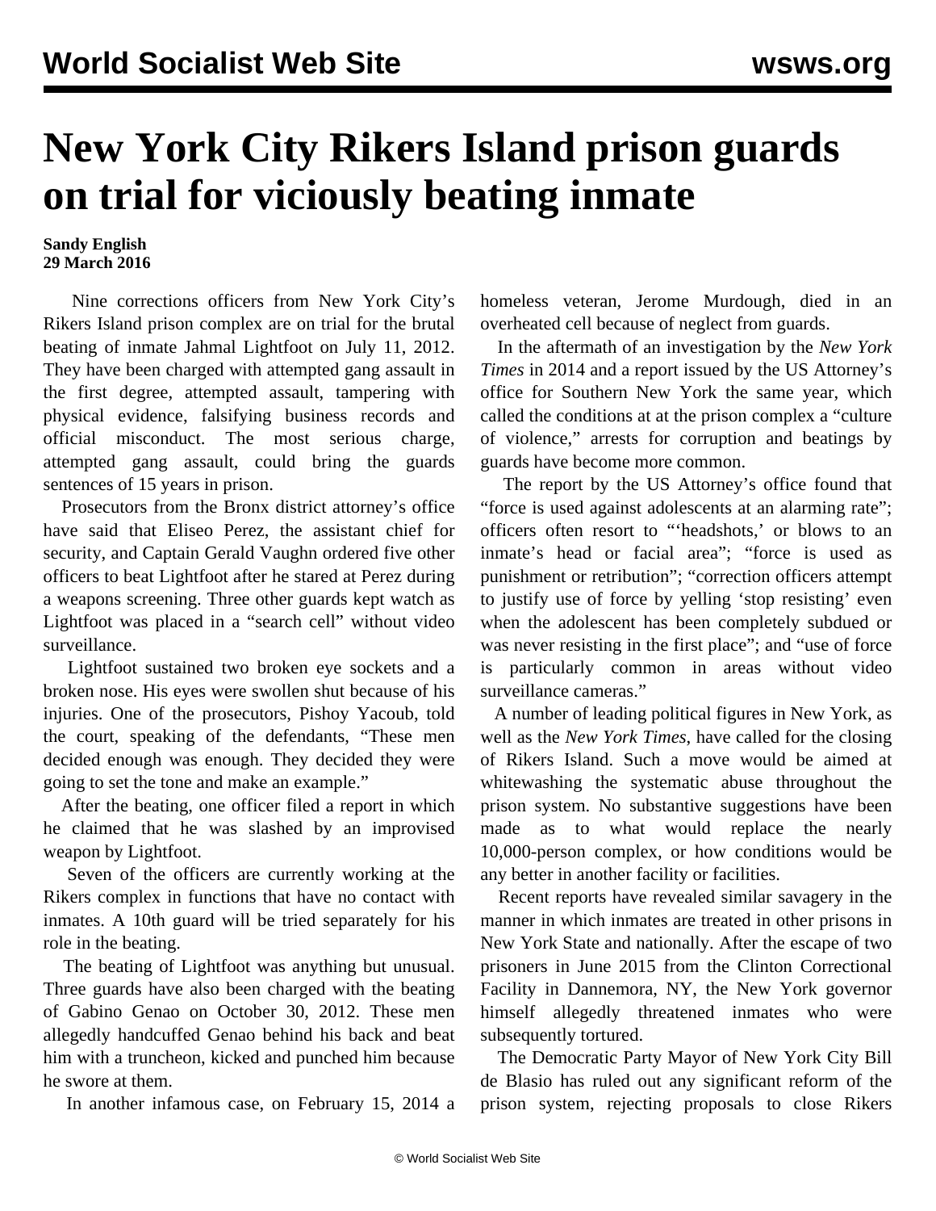# New York City Rikers Island prison guards on trial for viciously beating inmate

**Sandy English**
**29 March 2016**

Nine corrections officers from New York City's Rikers Island prison complex are on trial for the brutal beating of inmate Jahmal Lightfoot on July 11, 2012. They have been charged with attempted gang assault in the first degree, attempted assault, tampering with physical evidence, falsifying business records and official misconduct. The most serious charge, attempted gang assault, could bring the guards sentences of 15 years in prison.

Prosecutors from the Bronx district attorney's office have said that Eliseo Perez, the assistant chief for security, and Captain Gerald Vaughn ordered five other officers to beat Lightfoot after he stared at Perez during a weapons screening. Three other guards kept watch as Lightfoot was placed in a "search cell" without video surveillance.

Lightfoot sustained two broken eye sockets and a broken nose. His eyes were swollen shut because of his injuries. One of the prosecutors, Pishoy Yacoub, told the court, speaking of the defendants, "These men decided enough was enough. They decided they were going to set the tone and make an example."

After the beating, one officer filed a report in which he claimed that he was slashed by an improvised weapon by Lightfoot.

Seven of the officers are currently working at the Rikers complex in functions that have no contact with inmates. A 10th guard will be tried separately for his role in the beating.

The beating of Lightfoot was anything but unusual. Three guards have also been charged with the beating of Gabino Genao on October 30, 2012. These men allegedly handcuffed Genao behind his back and beat him with a truncheon, kicked and punched him because he swore at them.

In another infamous case, on February 15, 2014 a homeless veteran, Jerome Murdough, died in an overheated cell because of neglect from guards.

In the aftermath of an investigation by the *New York Times* in 2014 and a report issued by the US Attorney's office for Southern New York the same year, which called the conditions at at the prison complex a "culture of violence," arrests for corruption and beatings by guards have become more common.

The report by the US Attorney's office found that "force is used against adolescents at an alarming rate"; officers often resort to "'headshots,' or blows to an inmate's head or facial area"; "force is used as punishment or retribution"; "correction officers attempt to justify use of force by yelling 'stop resisting' even when the adolescent has been completely subdued or was never resisting in the first place"; and "use of force is particularly common in areas without video surveillance cameras."

A number of leading political figures in New York, as well as the *New York Times*, have called for the closing of Rikers Island. Such a move would be aimed at whitewashing the systematic abuse throughout the prison system. No substantive suggestions have been made as to what would replace the nearly 10,000-person complex, or how conditions would be any better in another facility or facilities.

Recent reports have revealed similar savagery in the manner in which inmates are treated in other prisons in New York State and nationally. After the escape of two prisoners in June 2015 from the Clinton Correctional Facility in Dannemora, NY, the New York governor himself allegedly threatened inmates who were subsequently tortured.

The Democratic Party Mayor of New York City Bill de Blasio has ruled out any significant reform of the prison system, rejecting proposals to close Rikers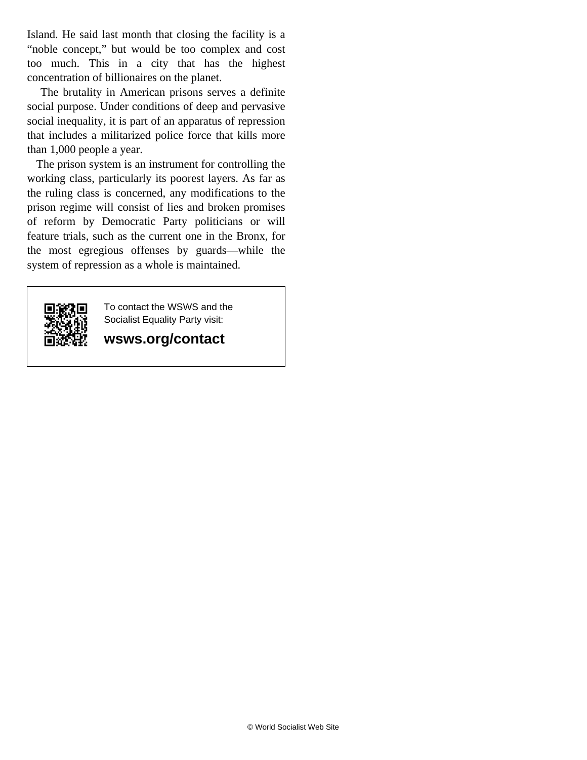Island. He said last month that closing the facility is a "noble concept," but would be too complex and cost too much. This in a city that has the highest concentration of billionaires on the planet.

The brutality in American prisons serves a definite social purpose. Under conditions of deep and pervasive social inequality, it is part of an apparatus of repression that includes a militarized police force that kills more than 1,000 people a year.

The prison system is an instrument for controlling the working class, particularly its poorest layers. As far as the ruling class is concerned, any modifications to the prison regime will consist of lies and broken promises of reform by Democratic Party politicians or will feature trials, such as the current one in the Bronx, for the most egregious offenses by guards—while the system of repression as a whole is maintained.

To contact the WSWS and the Socialist Equality Party visit:

**wsws.org/contact**